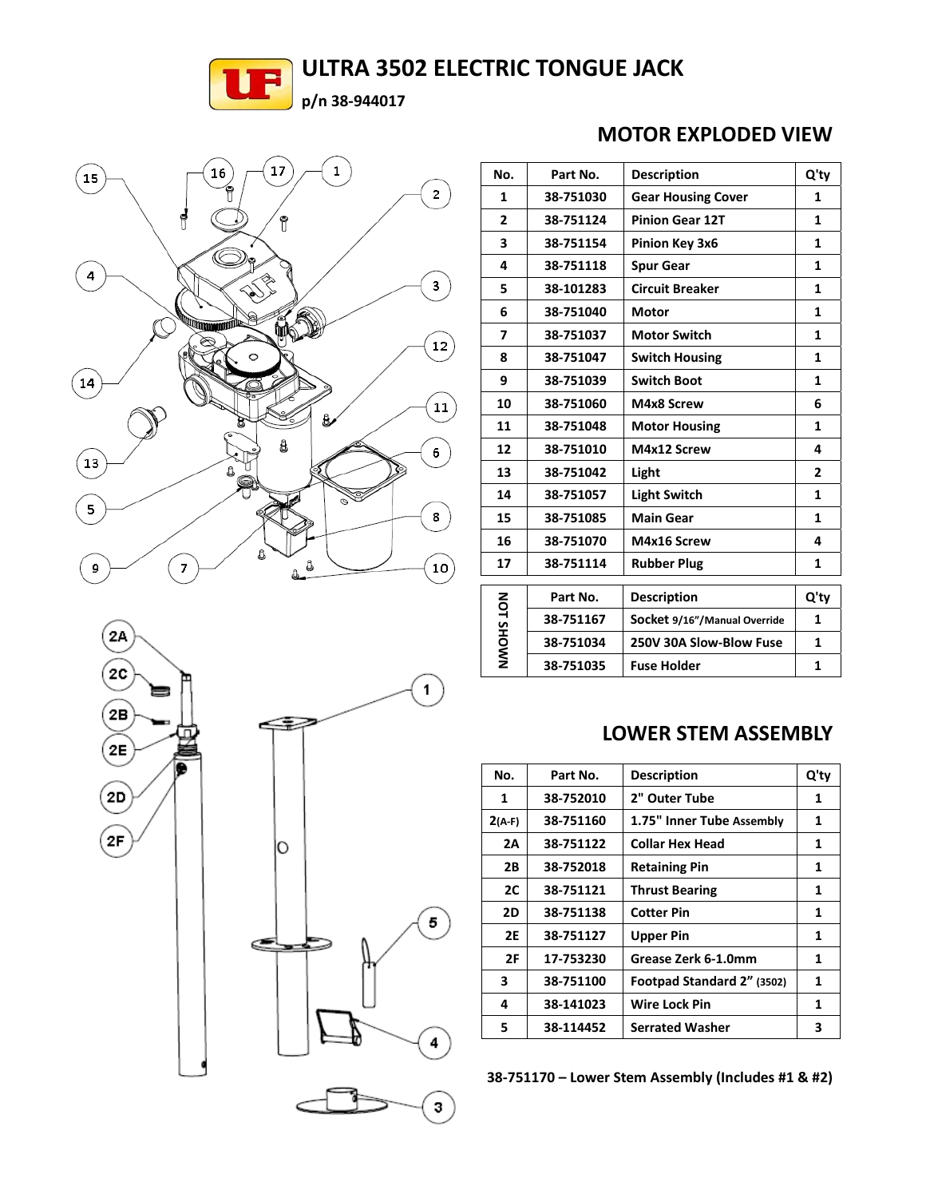# ULTRA 3502 ELECTRIC TONGUE JACK

**p/n 38-944017**

## MOTOR EXPLODED VIEW

| No. | Part No. | Description | Q'ty |
|---|---|---|---|
| 1 | 38-751030 | Gear Housing Cover | 1 |
| 2 | 38-751124 | Pinion Gear 12T | 1 |
| 3 | 38-751154 | Pinion Key 3x6 | 1 |
| 4 | 38-751118 | Spur Gear | 1 |
| 5 | 38-101283 | Circuit Breaker | 1 |
| 6 | 38-751040 | Motor | 1 |
| 7 | 38-751037 | Motor Switch | 1 |
| 8 | 38-751047 | Switch Housing | 1 |
| 9 | 38-751039 | Switch Boot | 1 |
| 10 | 38-751060 | M4x8 Screw | 6 |
| 11 | 38-751048 | Motor Housing | 1 |
| 12 | 38-751010 | M4x12 Screw | 4 |
| 13 | 38-751042 | Light | 2 |
| 14 | 38-751057 | Light Switch | 1 |
| 15 | 38-751085 | Main Gear | 1 |
| 16 | 38-751070 | M4x16 Screw | 4 |
| 17 | 38-751114 | Rubber Plug | 1 |

| NOT SHOWN | Part No. | Description | Q'ty |
|---|---|---|---|
| | 38-751167 | Socket 9/16"/Manual Override | 1 |
| | 38-751034 | 250V 30A Slow-Blow Fuse | 1 |
| | 38-751035 | Fuse Holder | 1 |

## LOWER STEM ASSEMBLY

| No. | Part No. | Description | Q'ty |
|---|---|---|---|
| 1 | 38-752010 | 2" Outer Tube | 1 |
| 2(A-F) | 38-751160 | 1.75" Inner Tube Assembly | 1 |
| 2A | 38-751122 | Collar Hex Head | 1 |
| 2B | 38-752018 | Retaining Pin | 1 |
| 2C | 38-751121 | Thrust Bearing | 1 |
| 2D | 38-751138 | Cotter Pin | 1 |
| 2E | 38-751127 | Upper Pin | 1 |
| 2F | 17-753230 | Grease Zerk 6-1.0mm | 1 |
| 3 | 38-751100 | Footpad Standard 2" (3502) | 1 |
| 4 | 38-141023 | Wire Lock Pin | 1 |
| 5 | 38-114452 | Serrated Washer | 3 |

**38-751170 – Lower Stem Assembly (Includes #1 & #2)**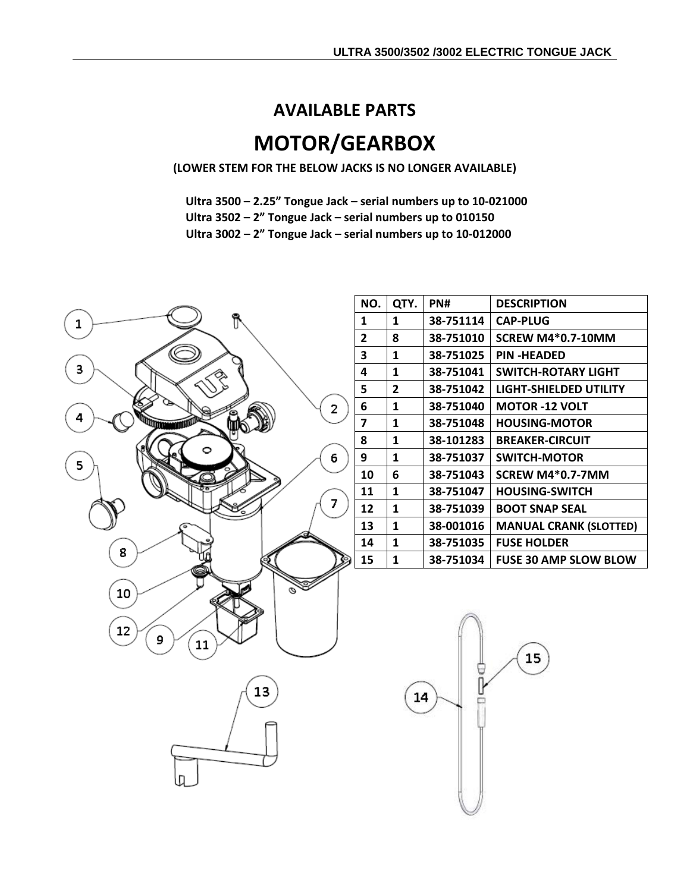# AVAILABLE PARTS

# MOTOR/GEARBOX

**(LOWER STEM FOR THE BELOW JACKS IS NO LONGER AVAILABLE)**

**Ultra 3500 – 2.25" Tongue Jack – serial numbers up to 10-021000**
**Ultra 3502 – 2" Tongue Jack – serial numbers up to 010150**
**Ultra 3002 – 2" Tongue Jack – serial numbers up to 10-012000**

| NO. | QTY. | PN# | DESCRIPTION |
| --- | --- | --- | --- |
| 1 | 1 | 38-751114 | CAP-PLUG |
| 2 | 8 | 38-751010 | SCREW M4*0.7-10MM |
| 3 | 1 | 38-751025 | PIN -HEADED |
| 4 | 1 | 38-751041 | SWITCH-ROTARY LIGHT |
| 5 | 2 | 38-751042 | LIGHT-SHIELDED UTILITY |
| 6 | 1 | 38-751040 | MOTOR -12 VOLT |
| 7 | 1 | 38-751048 | HOUSING-MOTOR |
| 8 | 1 | 38-101283 | BREAKER-CIRCUIT |
| 9 | 1 | 38-751037 | SWITCH-MOTOR |
| 10 | 6 | 38-751043 | SCREW M4*0.7-7MM |
| 11 | 1 | 38-751047 | HOUSING-SWITCH |
| 12 | 1 | 38-751039 | BOOT SNAP SEAL |
| 13 | 1 | 38-001016 | MANUAL CRANK (SLOTTED) |
| 14 | 1 | 38-751035 | FUSE HOLDER |
| 15 | 1 | 38-751034 | FUSE 30 AMP SLOW BLOW |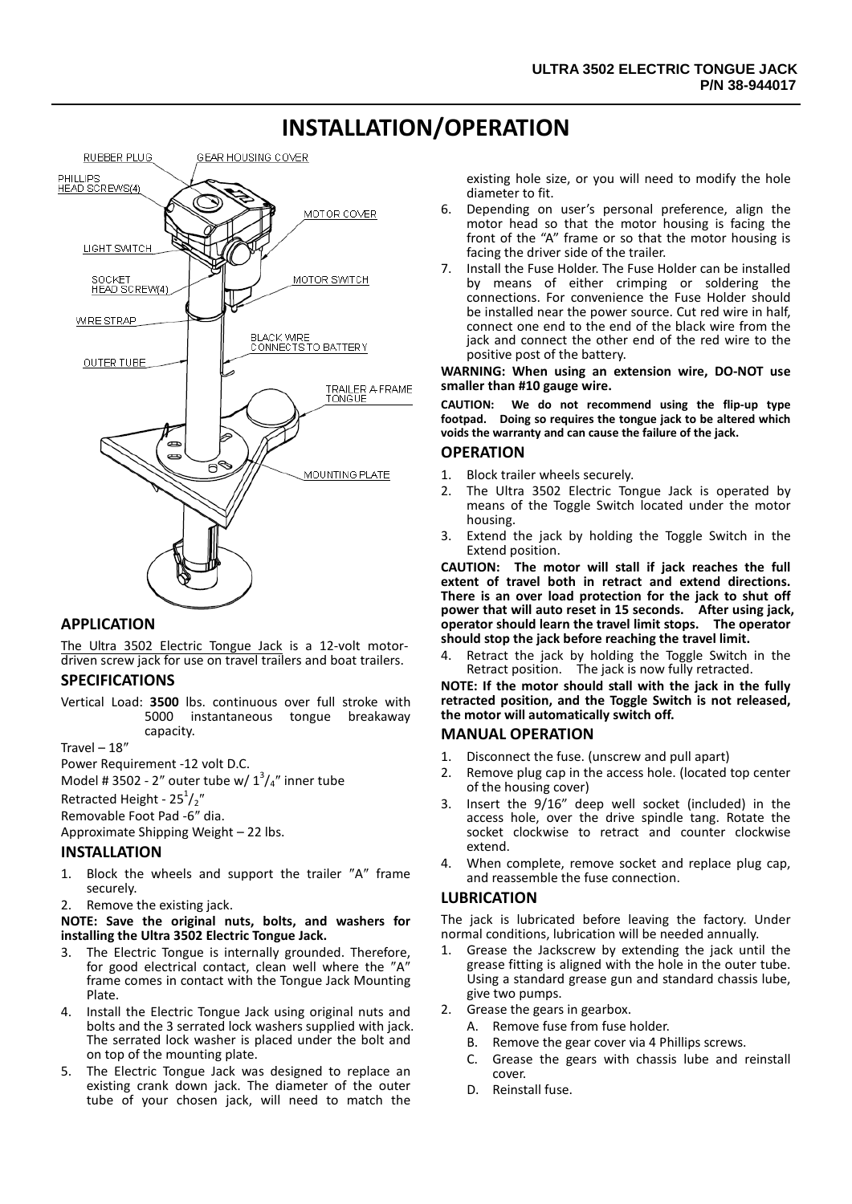# INSTALLATION/OPERATION

## APPLICATION

The Ultra 3502 Electric Tongue Jack is a 12-volt motor-driven screw jack for use on travel trailers and boat trailers.

## SPECIFICATIONS

Vertical Load: **3500** lbs. continuous over full stroke with 5000 instantaneous tongue breakaway capacity.

Travel – 18″

Power Requirement -12 volt D.C.

Model # 3502 - 2″ outer tube w/ $1^3/_4$″ inner tube

Retracted Height - $25^1/_2$″

Removable Foot Pad -6″ dia.

Approximate Shipping Weight – 22 lbs.

## INSTALLATION

1. Block the wheels and support the trailer ″A″ frame securely.
2. Remove the existing jack.

**NOTE: Save the original nuts, bolts, and washers for installing the Ultra 3502 Electric Tongue Jack.**

3. The Electric Tongue is internally grounded. Therefore, for good electrical contact, clean well where the ″A″ frame comes in contact with the Tongue Jack Mounting Plate.
4. Install the Electric Tongue Jack using original nuts and bolts and the 3 serrated lock washers supplied with jack. The serrated lock washer is placed under the bolt and on top of the mounting plate.
5. The Electric Tongue Jack was designed to replace an existing crank down jack. The diameter of the outer tube of your chosen jack, will need to match the existing hole size, or you will need to modify the hole diameter to fit.
6. Depending on user's personal preference, align the motor head so that the motor housing is facing the front of the "A" frame or so that the motor housing is facing the driver side of the trailer.
7. Install the Fuse Holder. The Fuse Holder can be installed by means of either crimping or soldering the connections. For convenience the Fuse Holder should be installed near the power source. Cut red wire in half, connect one end to the end of the black wire from the jack and connect the other end of the red wire to the positive post of the battery.

**WARNING: When using an extension wire, DO-NOT use smaller than #10 gauge wire.**

**CAUTION: We do not recommend using the flip-up type footpad. Doing so requires the tongue jack to be altered which voids the warranty and can cause the failure of the jack.**

## OPERATION

1. Block trailer wheels securely.
2. The Ultra 3502 Electric Tongue Jack is operated by means of the Toggle Switch located under the motor housing.
3. Extend the jack by holding the Toggle Switch in the Extend position.

**CAUTION: The motor will stall if jack reaches the full extent of travel both in retract and extend directions. There is an over load protection for the jack to shut off power that will auto reset in 15 seconds. After using jack, operator should learn the travel limit stops. The operator should stop the jack before reaching the travel limit.**

4. Retract the jack by holding the Toggle Switch in the Retract position. The jack is now fully retracted.

**NOTE: If the motor should stall with the jack in the fully retracted position, and the Toggle Switch is not released, the motor will automatically switch off.**

## MANUAL OPERATION

1. Disconnect the fuse. (unscrew and pull apart)
2. Remove plug cap in the access hole. (located top center of the housing cover)
3. Insert the 9/16″ deep well socket (included) in the access hole, over the drive spindle tang. Rotate the socket clockwise to retract and counter clockwise extend.
4. When complete, remove socket and replace plug cap, and reassemble the fuse connection.

## LUBRICATION

The jack is lubricated before leaving the factory. Under normal conditions, lubrication will be needed annually.

1. Grease the Jackscrew by extending the jack until the grease fitting is aligned with the hole in the outer tube. Using a standard grease gun and standard chassis lube, give two pumps.
2. Grease the gears in gearbox.
   A. Remove fuse from fuse holder.
   B. Remove the gear cover via 4 Phillips screws.
   C. Grease the gears with chassis lube and reinstall cover.
   D. Reinstall fuse.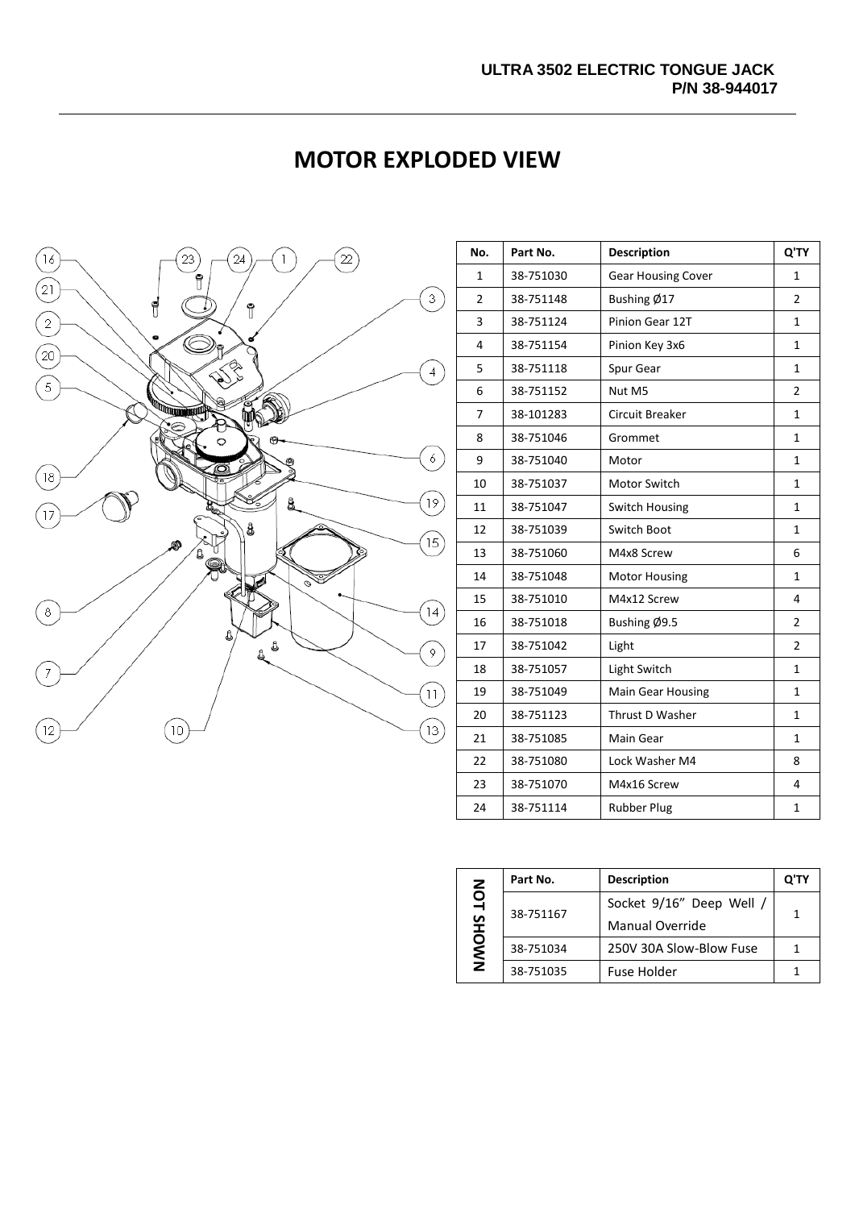ULTRA 3502 ELECTRIC TONGUE JACK
P/N 38-944017

# MOTOR EXPLODED VIEW

| No. | Part No. | Description | Q'TY |
|---|---|---|---|
| 1 | 38-751030 | Gear Housing Cover | 1 |
| 2 | 38-751148 | Bushing Ø17 | 2 |
| 3 | 38-751124 | Pinion Gear 12T | 1 |
| 4 | 38-751154 | Pinion Key 3x6 | 1 |
| 5 | 38-751118 | Spur Gear | 1 |
| 6 | 38-751152 | Nut M5 | 2 |
| 7 | 38-101283 | Circuit Breaker | 1 |
| 8 | 38-751046 | Grommet | 1 |
| 9 | 38-751040 | Motor | 1 |
| 10 | 38-751037 | Motor Switch | 1 |
| 11 | 38-751047 | Switch Housing | 1 |
| 12 | 38-751039 | Switch Boot | 1 |
| 13 | 38-751060 | M4x8 Screw | 6 |
| 14 | 38-751048 | Motor Housing | 1 |
| 15 | 38-751010 | M4x12 Screw | 4 |
| 16 | 38-751018 | Bushing Ø9.5 | 2 |
| 17 | 38-751042 | Light | 2 |
| 18 | 38-751057 | Light Switch | 1 |
| 19 | 38-751049 | Main Gear Housing | 1 |
| 20 | 38-751123 | Thrust D Washer | 1 |
| 21 | 38-751085 | Main Gear | 1 |
| 22 | 38-751080 | Lock Washer M4 | 8 |
| 23 | 38-751070 | M4x16 Screw | 4 |
| 24 | 38-751114 | Rubber Plug | 1 |

**NOT SHOWN**

| Part No. | Description | Q'TY |
|---|---|---|
| 38-751167 | Socket 9/16" Deep Well / Manual Override | 1 |
| 38-751034 | 250V 30A Slow-Blow Fuse | 1 |
| 38-751035 | Fuse Holder | 1 |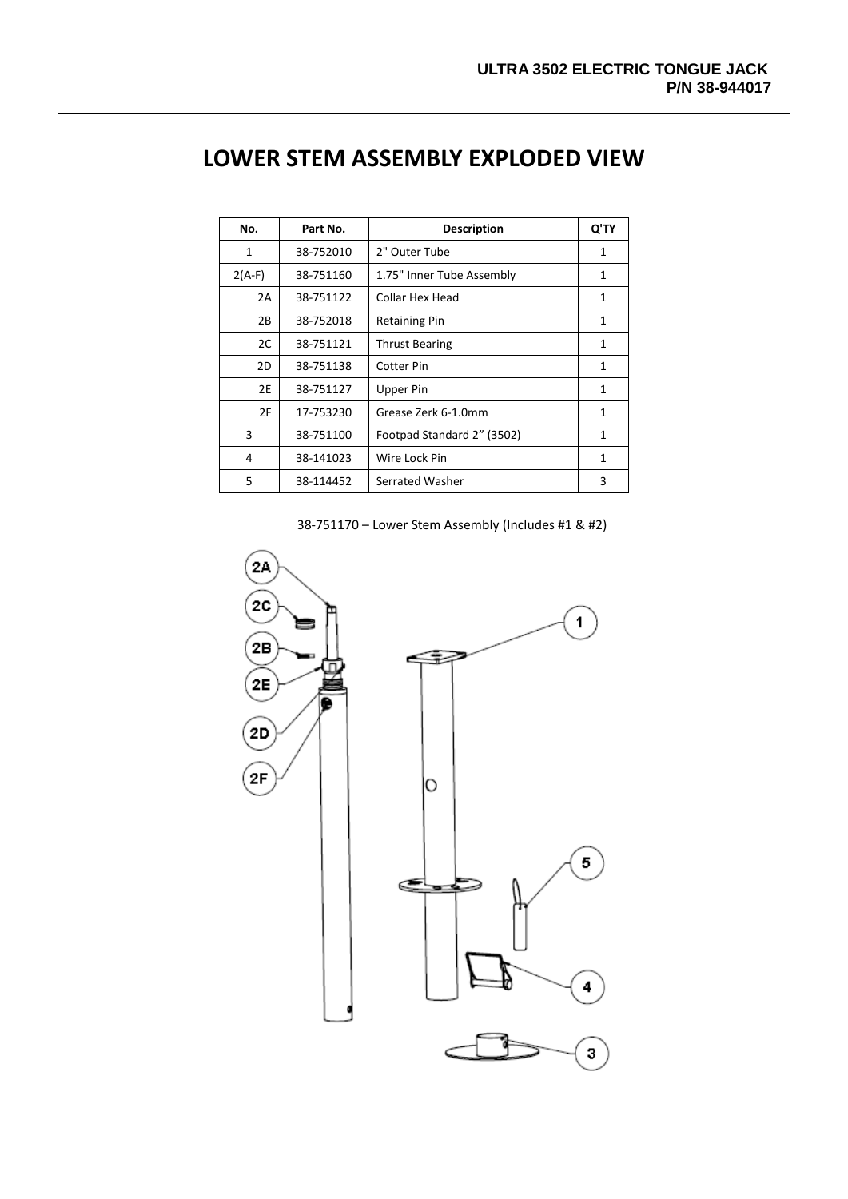# LOWER STEM ASSEMBLY EXPLODED VIEW

| No. | Part No. | Description | Q'TY |
|---|---|---|---|
| 1 | 38-752010 | 2" Outer Tube | 1 |
| 2(A-F) | 38-751160 | 1.75" Inner Tube Assembly | 1 |
| 2A | 38-751122 | Collar Hex Head | 1 |
| 2B | 38-752018 | Retaining Pin | 1 |
| 2C | 38-751121 | Thrust Bearing | 1 |
| 2D | 38-751138 | Cotter Pin | 1 |
| 2E | 38-751127 | Upper Pin | 1 |
| 2F | 17-753230 | Grease Zerk 6-1.0mm | 1 |
| 3 | 38-751100 | Footpad Standard 2" (3502) | 1 |
| 4 | 38-141023 | Wire Lock Pin | 1 |
| 5 | 38-114452 | Serrated Washer | 3 |

38-751170 – Lower Stem Assembly (Includes #1 & #2)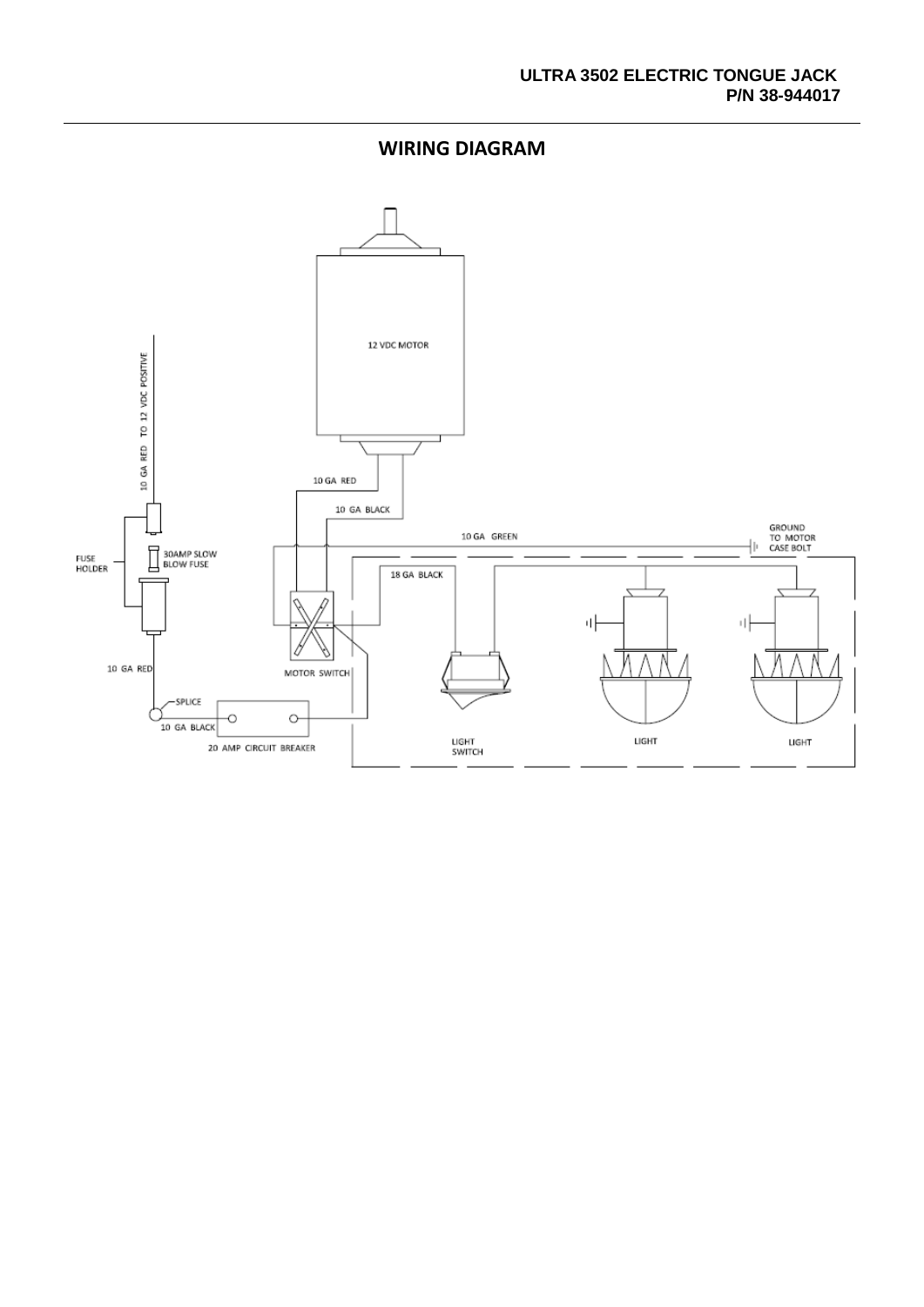ULTRA 3502 ELECTRIC TONGUE JACK
P/N 38-944017

## WIRING DIAGRAM

12 VDC MOTOR

10 GA RED TO 12 VDC POSITIVE

FUSE HOLDER

30AMP SLOW BLOW FUSE

10 GA RED

SPLICE

10 GA BLACK

20 AMP CIRCUIT BREAKER

10 GA RED

10 GA BLACK

10 GA GREEN

GROUND TO MOTOR CASE BOLT

18 GA BLACK

MOTOR SWITCH

LIGHT SWITCH

LIGHT

LIGHT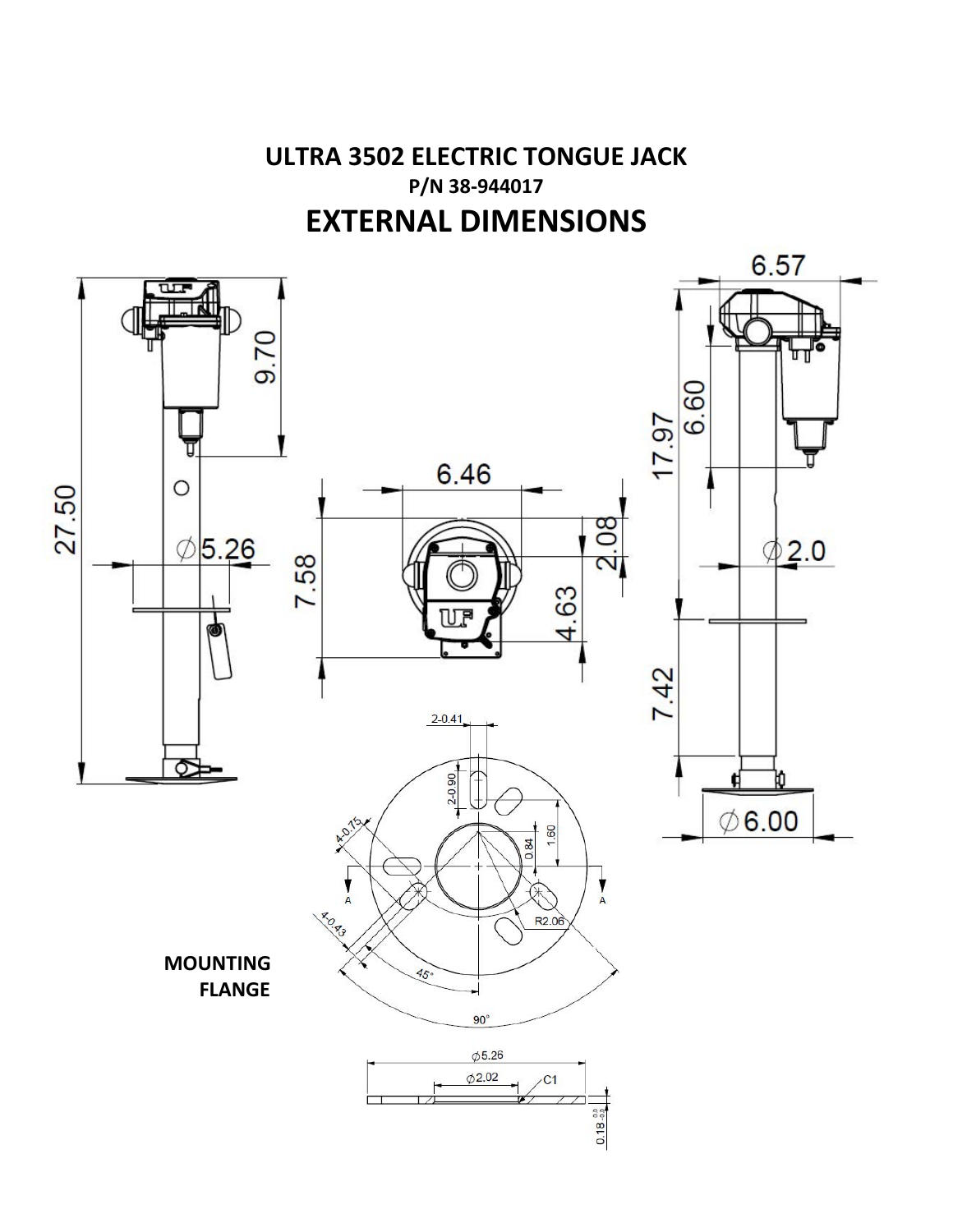# ULTRA 3502 ELECTRIC TONGUE JACK

**P/N 38-944017**

# EXTERNAL DIMENSIONS

27.50

9.70

∅5.26

6.46

7.58

2.08

4.63

6.57

17.97

6.60

∅2.0

7.42

∅6.00

**MOUNTING FLANGE**

2-0.41

2-0.90

4-0.75

0.84

1.60

A

A

R2.06

4-0.43

45°

90°

∅5.26

∅2.02

C1

0.18